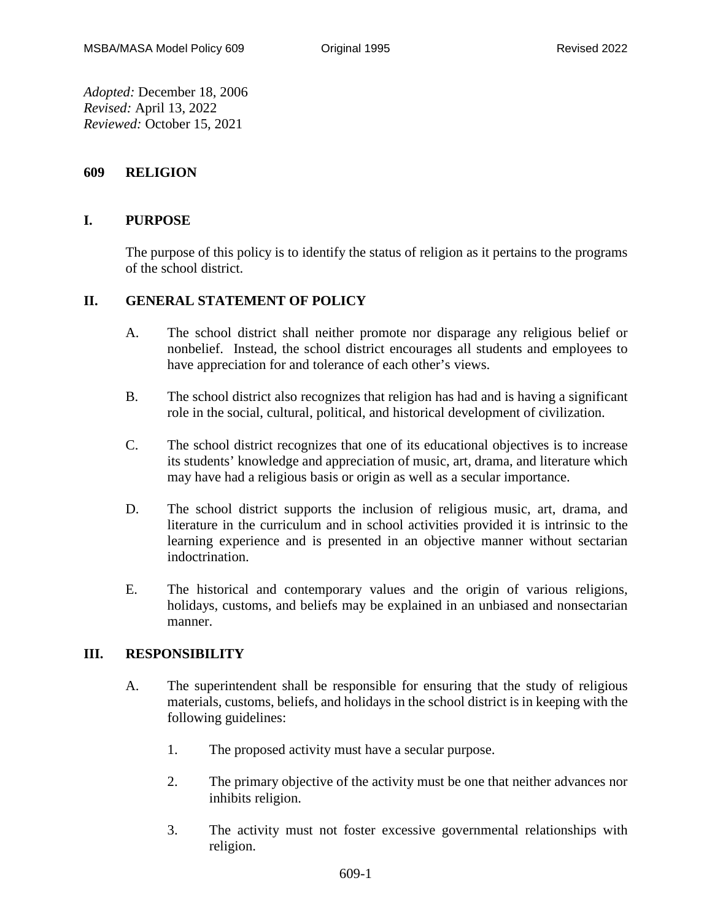*Adopted:* December 18, 2006
*Revised:* April 13, 2022
*Reviewed:* October 15, 2021

# 609 RELIGION

## I. PURPOSE

The purpose of this policy is to identify the status of religion as it pertains to the programs of the school district.

## II. GENERAL STATEMENT OF POLICY

A. The school district shall neither promote nor disparage any religious belief or nonbelief. Instead, the school district encourages all students and employees to have appreciation for and tolerance of each other's views.

B. The school district also recognizes that religion has had and is having a significant role in the social, cultural, political, and historical development of civilization.

C. The school district recognizes that one of its educational objectives is to increase its students' knowledge and appreciation of music, art, drama, and literature which may have had a religious basis or origin as well as a secular importance.

D. The school district supports the inclusion of religious music, art, drama, and literature in the curriculum and in school activities provided it is intrinsic to the learning experience and is presented in an objective manner without sectarian indoctrination.

E. The historical and contemporary values and the origin of various religions, holidays, customs, and beliefs may be explained in an unbiased and nonsectarian manner.

## III. RESPONSIBILITY

A. The superintendent shall be responsible for ensuring that the study of religious materials, customs, beliefs, and holidays in the school district is in keeping with the following guidelines:

1. The proposed activity must have a secular purpose.

2. The primary objective of the activity must be one that neither advances nor inhibits religion.

3. The activity must not foster excessive governmental relationships with religion.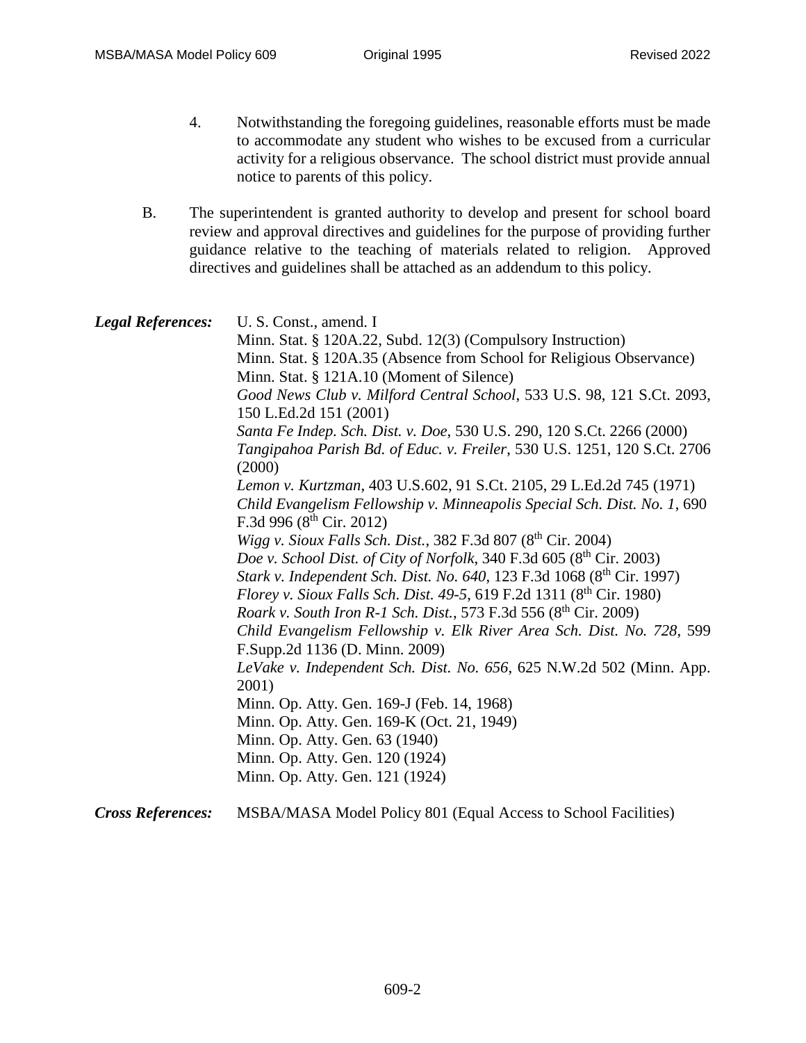4. Notwithstanding the foregoing guidelines, reasonable efforts must be made to accommodate any student who wishes to be excused from a curricular activity for a religious observance. The school district must provide annual notice to parents of this policy.

B. The superintendent is granted authority to develop and present for school board review and approval directives and guidelines for the purpose of providing further guidance relative to the teaching of materials related to religion. Approved directives and guidelines shall be attached as an addendum to this policy.

***Legal References:***

U. S. Const., amend. I
Minn. Stat. § 120A.22, Subd. 12(3) (Compulsory Instruction)
Minn. Stat. § 120A.35 (Absence from School for Religious Observance)
Minn. Stat. § 121A.10 (Moment of Silence)
*Good News Club v. Milford Central School*, 533 U.S. 98, 121 S.Ct. 2093, 150 L.Ed.2d 151 (2001)
*Santa Fe Indep. Sch. Dist. v. Doe*, 530 U.S. 290, 120 S.Ct. 2266 (2000)
*Tangipahoa Parish Bd. of Educ. v. Freiler*, 530 U.S. 1251, 120 S.Ct. 2706 (2000)
*Lemon v. Kurtzman*, 403 U.S.602, 91 S.Ct. 2105, 29 L.Ed.2d 745 (1971)
*Child Evangelism Fellowship v. Minneapolis Special Sch. Dist. No. 1*, 690 F.3d 996 (8th Cir. 2012)
*Wigg v. Sioux Falls Sch. Dist.*, 382 F.3d 807 (8th Cir. 2004)
*Doe v. School Dist. of City of Norfolk*, 340 F.3d 605 (8th Cir. 2003)
*Stark v. Independent Sch. Dist. No. 640*, 123 F.3d 1068 (8th Cir. 1997)
*Florey v. Sioux Falls Sch. Dist. 49-5*, 619 F.2d 1311 (8th Cir. 1980)
*Roark v. South Iron R-1 Sch. Dist.*, 573 F.3d 556 (8th Cir. 2009)
*Child Evangelism Fellowship v. Elk River Area Sch. Dist. No. 728*, 599 F.Supp.2d 1136 (D. Minn. 2009)
*LeVake v. Independent Sch. Dist. No. 656*, 625 N.W.2d 502 (Minn. App. 2001)
Minn. Op. Atty. Gen. 169-J (Feb. 14, 1968)
Minn. Op. Atty. Gen. 169-K (Oct. 21, 1949)
Minn. Op. Atty. Gen. 63 (1940)
Minn. Op. Atty. Gen. 120 (1924)
Minn. Op. Atty. Gen. 121 (1924)

***Cross References:***

MSBA/MASA Model Policy 801 (Equal Access to School Facilities)